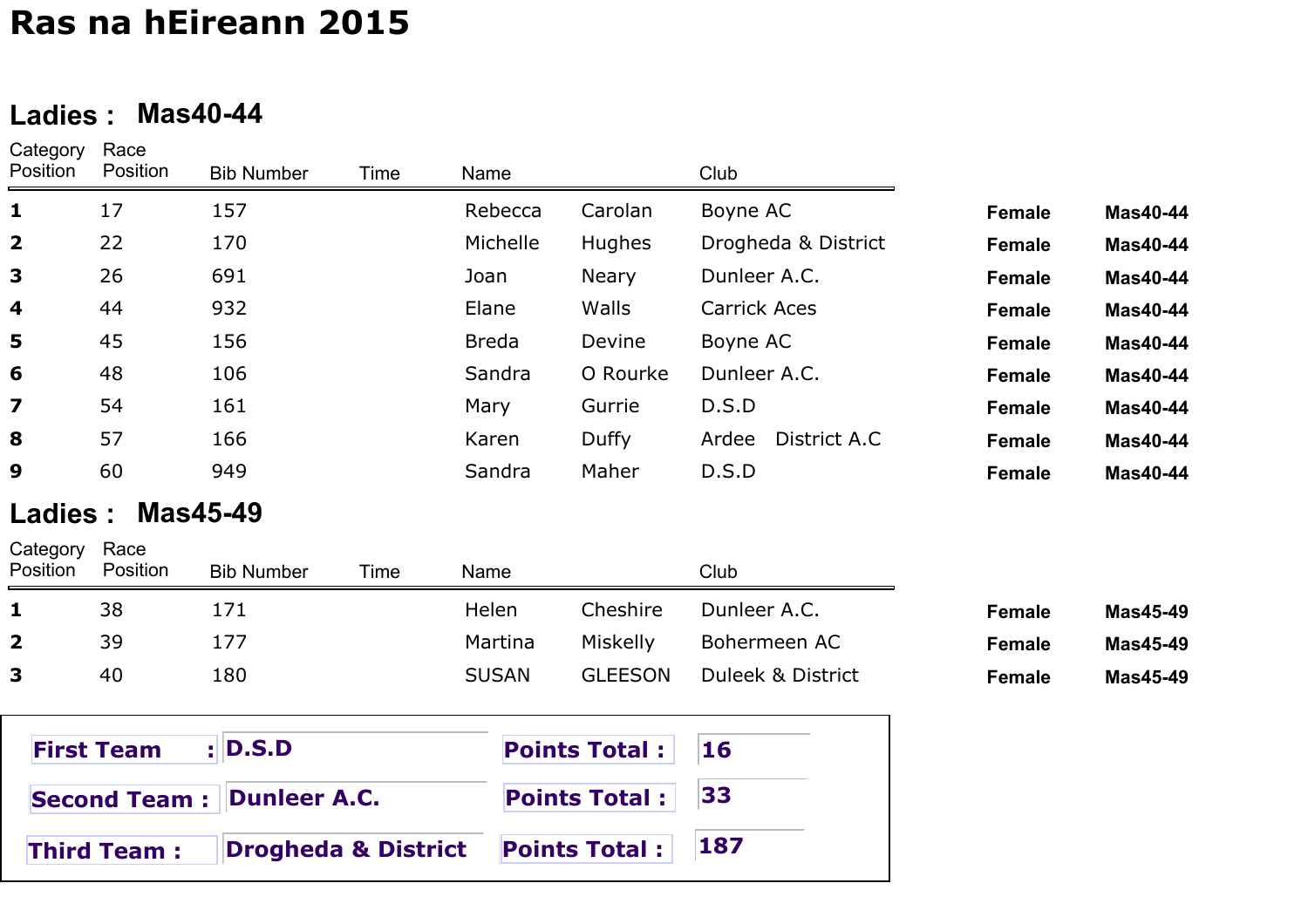# Ras na hEireann 2015

## Ladies : Mas40-44

| Category Position | Race Position | Bib Number | Time | Name | | Club | | |
|---|---|---|---|---|---|---|---|---|
| **1** | 17 | 157 | | Rebecca | Carolan | Boyne AC | **Female** | **Mas40-44** |
| **2** | 22 | 170 | | Michelle | Hughes | Drogheda & District | **Female** | **Mas40-44** |
| **3** | 26 | 691 | | Joan | Neary | Dunleer A.C. | **Female** | **Mas40-44** |
| **4** | 44 | 932 | | Elane | Walls | Carrick Aces | **Female** | **Mas40-44** |
| **5** | 45 | 156 | | Breda | Devine | Boyne AC | **Female** | **Mas40-44** |
| **6** | 48 | 106 | | Sandra | O Rourke | Dunleer A.C. | **Female** | **Mas40-44** |
| **7** | 54 | 161 | | Mary | Gurrie | D.S.D | **Female** | **Mas40-44** |
| **8** | 57 | 166 | | Karen | Duffy | Ardee District A.C | **Female** | **Mas40-44** |
| **9** | 60 | 949 | | Sandra | Maher | D.S.D | **Female** | **Mas40-44** |

## Ladies : Mas45-49

| Category Position | Race Position | Bib Number | Time | Name | | Club | | |
|---|---|---|---|---|---|---|---|---|
| **1** | 38 | 171 | | Helen | Cheshire | Dunleer A.C. | **Female** | **Mas45-49** |
| **2** | 39 | 177 | | Martina | Miskelly | Bohermeen AC | **Female** | **Mas45-49** |
| **3** | 40 | 180 | | SUSAN | GLEESON | Duleek & District | **Female** | **Mas45-49** |

| | | | |
|---|---|---|---|
| **First Team :** | **D.S.D** | **Points Total :** | **16** |
| **Second Team :** | **Dunleer A.C.** | **Points Total :** | **33** |
| **Third Team :** | **Drogheda & District** | **Points Total :** | **187** |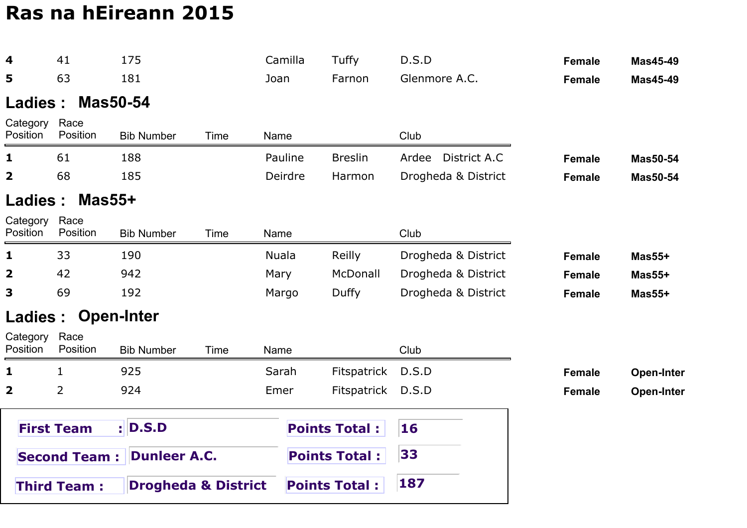# Ras na hEireann 2015

| | | | | | | | | |
|---|---|---|---|---|---|---|---|---|
| **4** | 41 | 175 | | Camilla | Tuffy | D.S.D | **Female** | **Mas45-49** |
| **5** | 63 | 181 | | Joan | Farnon | Glenmore A.C. | **Female** | **Mas45-49** |

## Ladies : Mas50-54

| Category Position | Race Position | Bib Number | Time | Name | | Club | | |
|---|---|---|---|---|---|---|---|---|
| **1** | 61 | 188 | | Pauline | Breslin | Ardee District A.C | **Female** | **Mas50-54** |
| **2** | 68 | 185 | | Deirdre | Harmon | Drogheda & District | **Female** | **Mas50-54** |

## Ladies : Mas55+

| Category Position | Race Position | Bib Number | Time | Name | | Club | | |
|---|---|---|---|---|---|---|---|---|
| **1** | 33 | 190 | | Nuala | Reilly | Drogheda & District | **Female** | **Mas55+** |
| **2** | 42 | 942 | | Mary | McDonall | Drogheda & District | **Female** | **Mas55+** |
| **3** | 69 | 192 | | Margo | Duffy | Drogheda & District | **Female** | **Mas55+** |

## Ladies : Open-Inter

| Category Position | Race Position | Bib Number | Time | Name | | Club | | |
|---|---|---|---|---|---|---|---|---|
| **1** | 1 | 925 | | Sarah | Fitspatrick | D.S.D | **Female** | **Open-Inter** |
| **2** | 2 | 924 | | Emer | Fitspatrick | D.S.D | **Female** | **Open-Inter** |

| | | | |
|---|---|---|---|
| **First Team :** | **D.S.D** | **Points Total :** | **16** |
| **Second Team :** | **Dunleer A.C.** | **Points Total :** | **33** |
| **Third Team :** | **Drogheda & District** | **Points Total :** | **187** |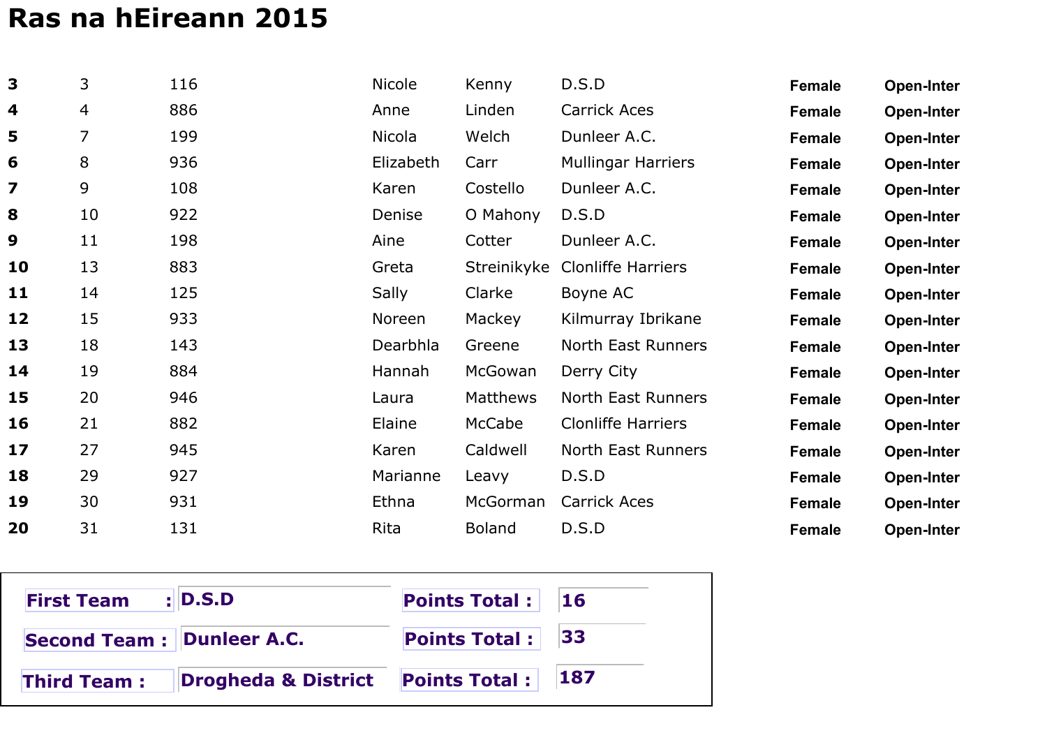# Ras na hEireann 2015

| | | | | | | | |
|---|---|---|---|---|---|---|---|
| **3** | 3 | 116 | Nicole | Kenny | D.S.D | **Female** | **Open-Inter** |
| **4** | 4 | 886 | Anne | Linden | Carrick Aces | **Female** | **Open-Inter** |
| **5** | 7 | 199 | Nicola | Welch | Dunleer A.C. | **Female** | **Open-Inter** |
| **6** | 8 | 936 | Elizabeth | Carr | Mullingar Harriers | **Female** | **Open-Inter** |
| **7** | 9 | 108 | Karen | Costello | Dunleer A.C. | **Female** | **Open-Inter** |
| **8** | 10 | 922 | Denise | O Mahony | D.S.D | **Female** | **Open-Inter** |
| **9** | 11 | 198 | Aine | Cotter | Dunleer A.C. | **Female** | **Open-Inter** |
| **10** | 13 | 883 | Greta | Streinikyke | Clonliffe Harriers | **Female** | **Open-Inter** |
| **11** | 14 | 125 | Sally | Clarke | Boyne AC | **Female** | **Open-Inter** |
| **12** | 15 | 933 | Noreen | Mackey | Kilmurray Ibrikane | **Female** | **Open-Inter** |
| **13** | 18 | 143 | Dearbhla | Greene | North East Runners | **Female** | **Open-Inter** |
| **14** | 19 | 884 | Hannah | McGowan | Derry City | **Female** | **Open-Inter** |
| **15** | 20 | 946 | Laura | Matthews | North East Runners | **Female** | **Open-Inter** |
| **16** | 21 | 882 | Elaine | McCabe | Clonliffe Harriers | **Female** | **Open-Inter** |
| **17** | 27 | 945 | Karen | Caldwell | North East Runners | **Female** | **Open-Inter** |
| **18** | 29 | 927 | Marianne | Leavy | D.S.D | **Female** | **Open-Inter** |
| **19** | 30 | 931 | Ethna | McGorman | Carrick Aces | **Female** | **Open-Inter** |
| **20** | 31 | 131 | Rita | Boland | D.S.D | **Female** | **Open-Inter** |

| | | | |
|---|---|---|---|
| **First Team :** | **D.S.D** | **Points Total :** | **16** |
| **Second Team :** | **Dunleer A.C.** | **Points Total :** | **33** |
| **Third Team :** | **Drogheda & District** | **Points Total :** | **187** |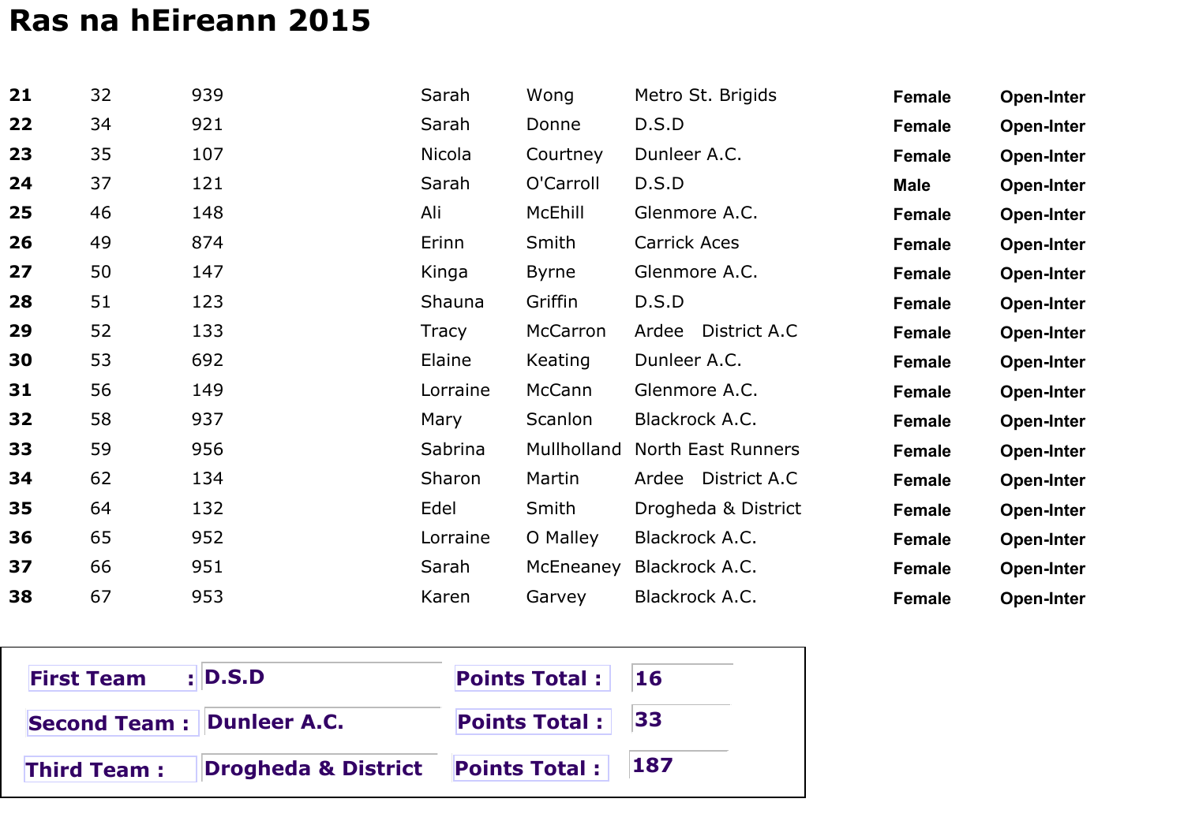# Ras na hEireann 2015

| | | | | | | | |
|---|---|---|---|---|---|---|---|
| **21** | 32 | 939 | Sarah | Wong | Metro St. Brigids | **Female** | **Open-Inter** |
| **22** | 34 | 921 | Sarah | Donne | D.S.D | **Female** | **Open-Inter** |
| **23** | 35 | 107 | Nicola | Courtney | Dunleer A.C. | **Female** | **Open-Inter** |
| **24** | 37 | 121 | Sarah | O'Carroll | D.S.D | **Male** | **Open-Inter** |
| **25** | 46 | 148 | Ali | McEhill | Glenmore A.C. | **Female** | **Open-Inter** |
| **26** | 49 | 874 | Erinn | Smith | Carrick Aces | **Female** | **Open-Inter** |
| **27** | 50 | 147 | Kinga | Byrne | Glenmore A.C. | **Female** | **Open-Inter** |
| **28** | 51 | 123 | Shauna | Griffin | D.S.D | **Female** | **Open-Inter** |
| **29** | 52 | 133 | Tracy | McCarron | Ardee District A.C | **Female** | **Open-Inter** |
| **30** | 53 | 692 | Elaine | Keating | Dunleer A.C. | **Female** | **Open-Inter** |
| **31** | 56 | 149 | Lorraine | McCann | Glenmore A.C. | **Female** | **Open-Inter** |
| **32** | 58 | 937 | Mary | Scanlon | Blackrock A.C. | **Female** | **Open-Inter** |
| **33** | 59 | 956 | Sabrina | Mullholland | North East Runners | **Female** | **Open-Inter** |
| **34** | 62 | 134 | Sharon | Martin | Ardee District A.C | **Female** | **Open-Inter** |
| **35** | 64 | 132 | Edel | Smith | Drogheda & District | **Female** | **Open-Inter** |
| **36** | 65 | 952 | Lorraine | O Malley | Blackrock A.C. | **Female** | **Open-Inter** |
| **37** | 66 | 951 | Sarah | McEneaney | Blackrock A.C. | **Female** | **Open-Inter** |
| **38** | 67 | 953 | Karen | Garvey | Blackrock A.C. | **Female** | **Open-Inter** |

| | | | |
|---|---|---|---|
| **First Team :** | **D.S.D** | **Points Total :** | **16** |
| **Second Team :** | **Dunleer A.C.** | **Points Total :** | **33** |
| **Third Team :** | **Drogheda & District** | **Points Total :** | **187** |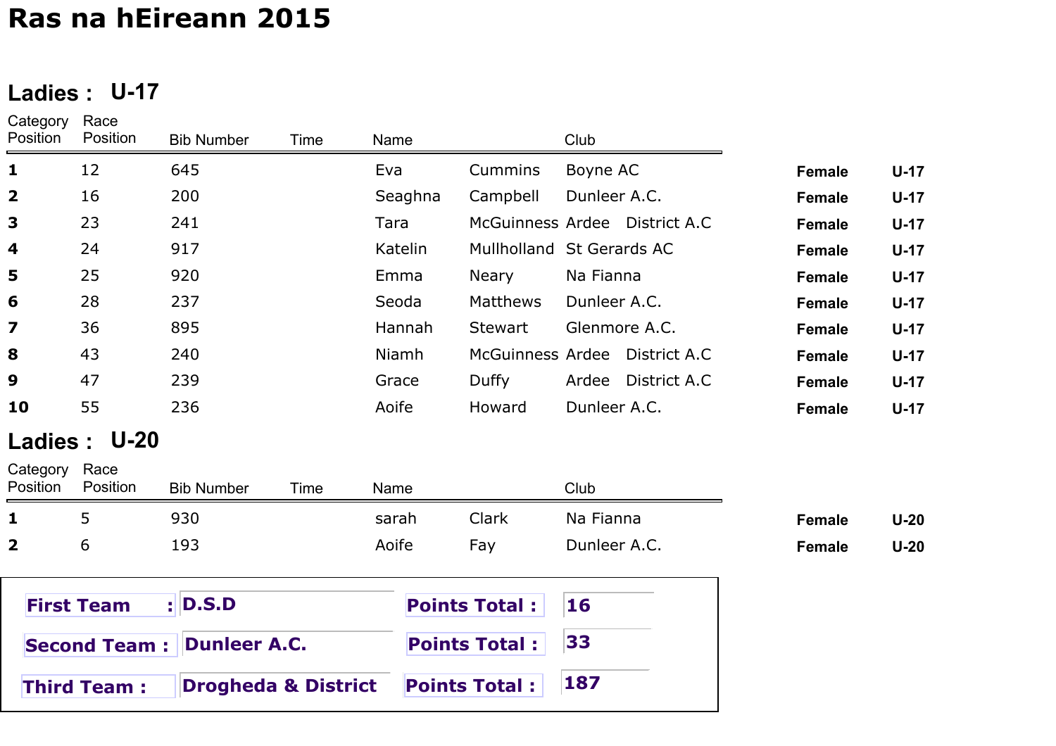# Ras na hEireann 2015

## Ladies : U-17

| Category Position | Race Position | Bib Number | Time | Name | | Club | | |
|---|---|---|---|---|---|---|---|---|
| **1** | 12 | 645 | | Eva | Cummins | Boyne AC | **Female** | **U-17** |
| **2** | 16 | 200 | | Seaghna | Campbell | Dunleer A.C. | **Female** | **U-17** |
| **3** | 23 | 241 | | Tara | McGuinness | Ardee District A.C | **Female** | **U-17** |
| **4** | 24 | 917 | | Katelin | Mullholland | St Gerards AC | **Female** | **U-17** |
| **5** | 25 | 920 | | Emma | Neary | Na Fianna | **Female** | **U-17** |
| **6** | 28 | 237 | | Seoda | Matthews | Dunleer A.C. | **Female** | **U-17** |
| **7** | 36 | 895 | | Hannah | Stewart | Glenmore A.C. | **Female** | **U-17** |
| **8** | 43 | 240 | | Niamh | McGuinness | Ardee District A.C | **Female** | **U-17** |
| **9** | 47 | 239 | | Grace | Duffy | Ardee District A.C | **Female** | **U-17** |
| **10** | 55 | 236 | | Aoife | Howard | Dunleer A.C. | **Female** | **U-17** |

## Ladies : U-20

| Category Position | Race Position | Bib Number | Time | Name | | Club | | |
|---|---|---|---|---|---|---|---|---|
| **1** | 5 | 930 | | sarah | Clark | Na Fianna | **Female** | **U-20** |
| **2** | 6 | 193 | | Aoife | Fay | Dunleer A.C. | **Female** | **U-20** |

| | | | |
|---|---|---|---|
| **First Team :** | **D.S.D** | **Points Total :** | **16** |
| **Second Team :** | **Dunleer A.C.** | **Points Total :** | **33** |
| **Third Team :** | **Drogheda & District** | **Points Total :** | **187** |